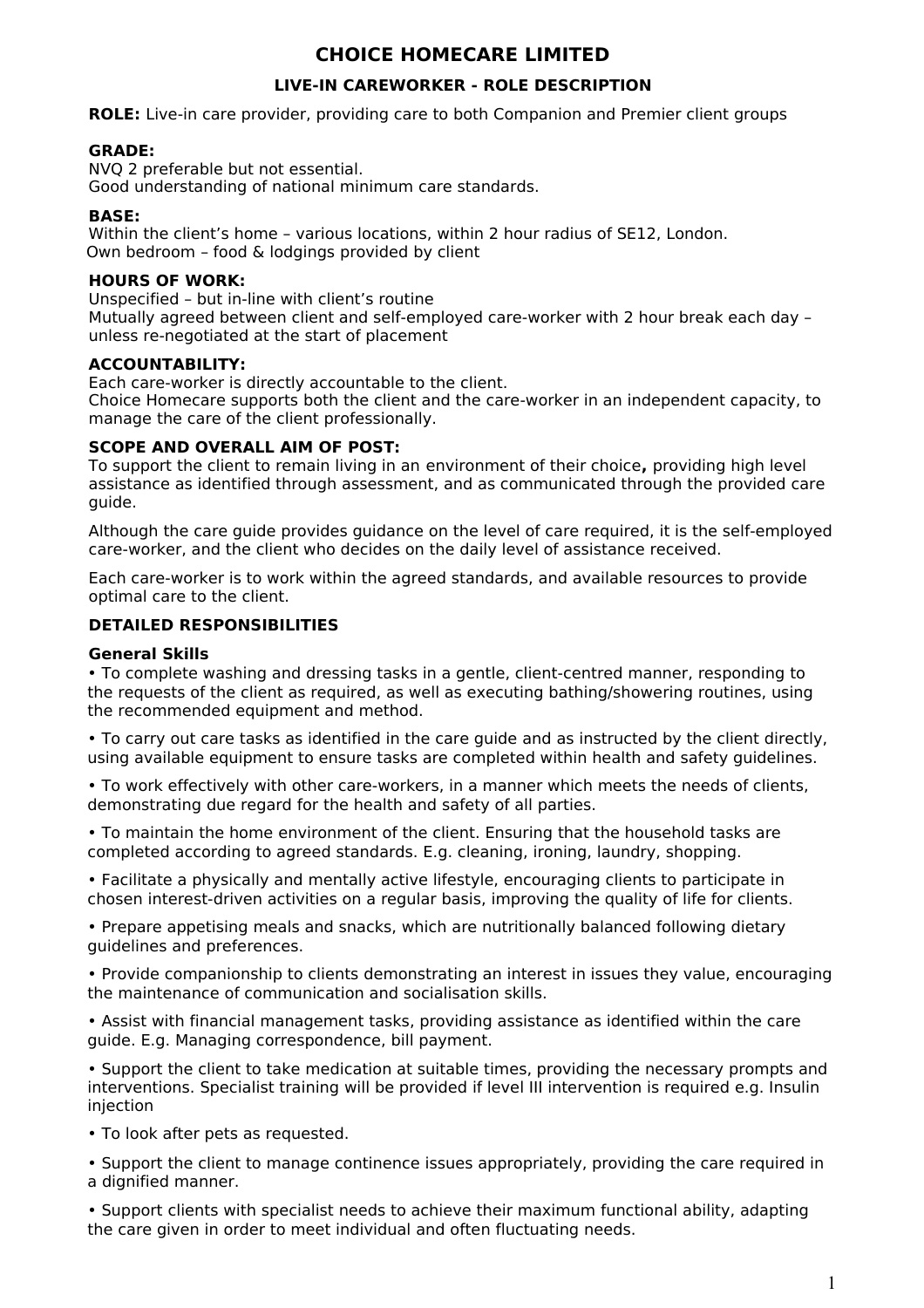# CHOICE HOMECARE LIMITED

## LIVE-IN CAREWORKER - ROLE DESCRIPTION

**ROLE:** Live-in care provider, providing care to both Companion and Premier client groups

**GRADE:**
NVQ 2 preferable but not essential.
Good understanding of national minimum care standards.

**BASE:**
Within the client's home – various locations, within 2 hour radius of SE12, London.
Own bedroom – food & lodgings provided by client

**HOURS OF WORK:**
Unspecified – but in-line with client's routine
Mutually agreed between client and self-employed care-worker with 2 hour break each day – unless re-negotiated at the start of placement

**ACCOUNTABILITY:**
Each care-worker is directly accountable to the client.
Choice Homecare supports both the client and the care-worker in an independent capacity, to manage the care of the client professionally.

**SCOPE AND OVERALL AIM OF POST:**
To support the client to remain living in an environment of their choice**,** providing high level assistance as identified through assessment, and as communicated through the provided care guide.

Although the care guide provides guidance on the level of care required, it is the self-employed care-worker, and the client who decides on the daily level of assistance received.

Each care-worker is to work within the agreed standards, and available resources to provide optimal care to the client.

**DETAILED RESPONSIBILITIES**

**General Skills**

• To complete washing and dressing tasks in a gentle, client-centred manner, responding to the requests of the client as required, as well as executing bathing/showering routines, using the recommended equipment and method.

• To carry out care tasks as identified in the care guide and as instructed by the client directly, using available equipment to ensure tasks are completed within health and safety guidelines.

• To work effectively with other care-workers, in a manner which meets the needs of clients, demonstrating due regard for the health and safety of all parties.

• To maintain the home environment of the client. Ensuring that the household tasks are completed according to agreed standards. E.g. cleaning, ironing, laundry, shopping.

• Facilitate a physically and mentally active lifestyle, encouraging clients to participate in chosen interest-driven activities on a regular basis, improving the quality of life for clients.

• Prepare appetising meals and snacks, which are nutritionally balanced following dietary guidelines and preferences.

• Provide companionship to clients demonstrating an interest in issues they value, encouraging the maintenance of communication and socialisation skills.

• Assist with financial management tasks, providing assistance as identified within the care guide. E.g. Managing correspondence, bill payment.

• Support the client to take medication at suitable times, providing the necessary prompts and interventions. Specialist training will be provided if level III intervention is required e.g. Insulin injection

• To look after pets as requested.

• Support the client to manage continence issues appropriately, providing the care required in a dignified manner.

• Support clients with specialist needs to achieve their maximum functional ability, adapting the care given in order to meet individual and often fluctuating needs.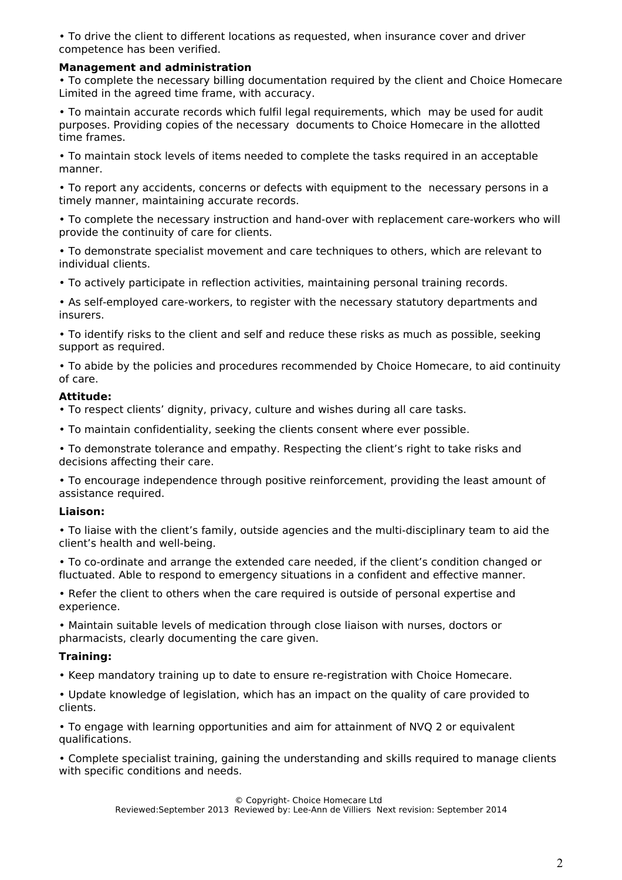• To drive the client to different locations as requested, when insurance cover and driver competence has been verified.

**Management and administration**

• To complete the necessary billing documentation required by the client and Choice Homecare Limited in the agreed time frame, with accuracy.

• To maintain accurate records which fulfil legal requirements, which may be used for audit purposes. Providing copies of the necessary documents to Choice Homecare in the allotted time frames.

• To maintain stock levels of items needed to complete the tasks required in an acceptable manner.

• To report any accidents, concerns or defects with equipment to the necessary persons in a timely manner, maintaining accurate records.

• To complete the necessary instruction and hand-over with replacement care-workers who will provide the continuity of care for clients.

• To demonstrate specialist movement and care techniques to others, which are relevant to individual clients.

• To actively participate in reflection activities, maintaining personal training records.

• As self-employed care-workers, to register with the necessary statutory departments and insurers.

• To identify risks to the client and self and reduce these risks as much as possible, seeking support as required.

• To abide by the policies and procedures recommended by Choice Homecare, to aid continuity of care.

**Attitude:**

• To respect clients' dignity, privacy, culture and wishes during all care tasks.

• To maintain confidentiality, seeking the clients consent where ever possible.

• To demonstrate tolerance and empathy. Respecting the client's right to take risks and decisions affecting their care.

• To encourage independence through positive reinforcement, providing the least amount of assistance required.

**Liaison:**

• To liaise with the client's family, outside agencies and the multi-disciplinary team to aid the client's health and well-being.

• To co-ordinate and arrange the extended care needed, if the client's condition changed or fluctuated. Able to respond to emergency situations in a confident and effective manner.

• Refer the client to others when the care required is outside of personal expertise and experience.

• Maintain suitable levels of medication through close liaison with nurses, doctors or pharmacists, clearly documenting the care given.

**Training:**

• Keep mandatory training up to date to ensure re-registration with Choice Homecare.

• Update knowledge of legislation, which has an impact on the quality of care provided to clients.

• To engage with learning opportunities and aim for attainment of NVQ 2 or equivalent qualifications.

• Complete specialist training, gaining the understanding and skills required to manage clients with specific conditions and needs.